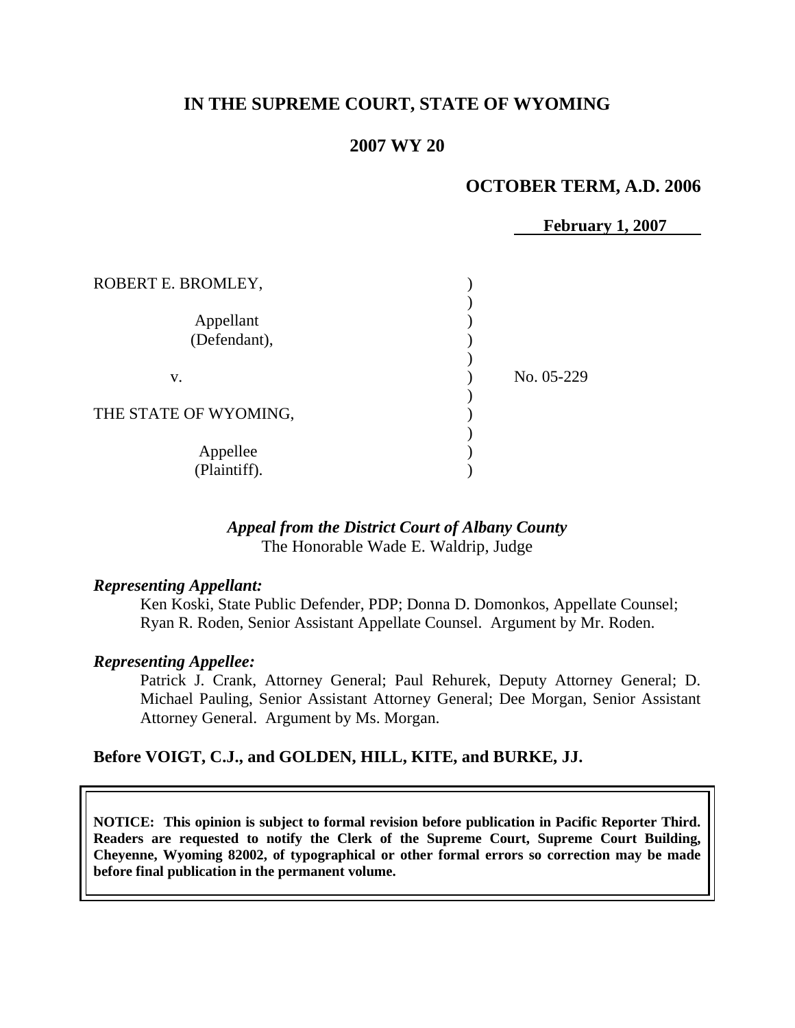# IN THE SUPREME COURT, STATE OF WYOMING

## 2007 WY 20

**OCTOBER TERM, A.D. 2006**

**February 1, 2007**

| | | |
|---|---|---|
| ROBERT E. BROMLEY,<br><br>Appellant<br>(Defendant), | ) | |
| v. | ) | No. 05-229 |
| THE STATE OF WYOMING,<br><br>Appellee<br>(Plaintiff). | ) | |

***Appeal from the District Court of Albany County***
The Honorable Wade E. Waldrip, Judge

***Representing Appellant:***

Ken Koski, State Public Defender, PDP; Donna D. Domonkos, Appellate Counsel; Ryan R. Roden, Senior Assistant Appellate Counsel. Argument by Mr. Roden.

***Representing Appellee:***

Patrick J. Crank, Attorney General; Paul Rehurek, Deputy Attorney General; D. Michael Pauling, Senior Assistant Attorney General; Dee Morgan, Senior Assistant Attorney General. Argument by Ms. Morgan.

**Before VOIGT, C.J., and GOLDEN, HILL, KITE, and BURKE, JJ.**

**NOTICE: This opinion is subject to formal revision before publication in Pacific Reporter Third. Readers are requested to notify the Clerk of the Supreme Court, Supreme Court Building, Cheyenne, Wyoming 82002, of typographical or other formal errors so correction may be made before final publication in the permanent volume.**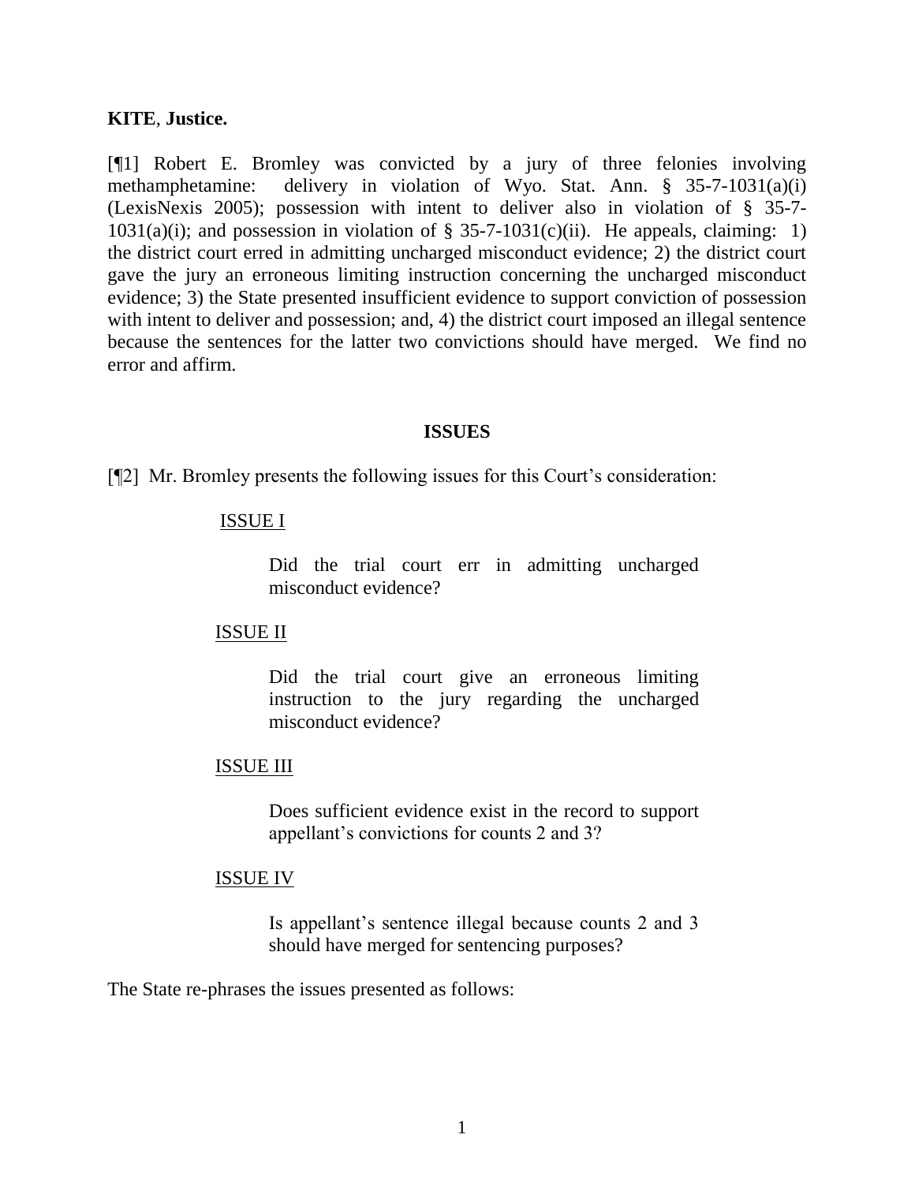**KITE**, **Justice.**

[¶1] Robert E. Bromley was convicted by a jury of three felonies involving methamphetamine: delivery in violation of Wyo. Stat. Ann. § 35-7-1031(a)(i) (LexisNexis 2005); possession with intent to deliver also in violation of § 35-7-1031(a)(i); and possession in violation of § 35-7-1031(c)(ii). He appeals, claiming: 1) the district court erred in admitting uncharged misconduct evidence; 2) the district court gave the jury an erroneous limiting instruction concerning the uncharged misconduct evidence; 3) the State presented insufficient evidence to support conviction of possession with intent to deliver and possession; and, 4) the district court imposed an illegal sentence because the sentences for the latter two convictions should have merged. We find no error and affirm.

## ISSUES

[¶2] Mr. Bromley presents the following issues for this Court's consideration:

ISSUE I

> Did the trial court err in admitting uncharged misconduct evidence?

ISSUE II

> Did the trial court give an erroneous limiting instruction to the jury regarding the uncharged misconduct evidence?

ISSUE III

> Does sufficient evidence exist in the record to support appellant's convictions for counts 2 and 3?

ISSUE IV

> Is appellant's sentence illegal because counts 2 and 3 should have merged for sentencing purposes?

The State re-phrases the issues presented as follows: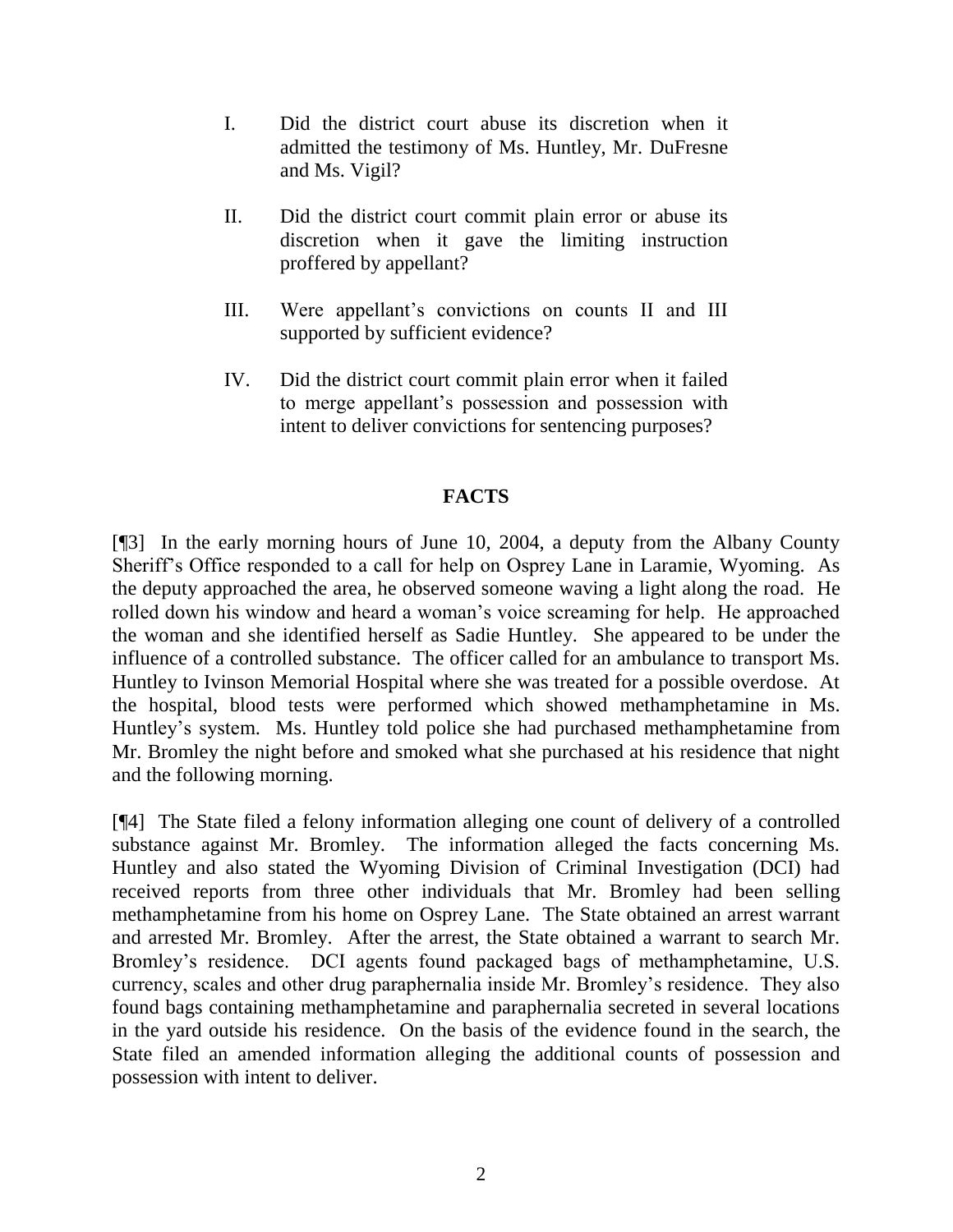I. Did the district court abuse its discretion when it admitted the testimony of Ms. Huntley, Mr. DuFresne and Ms. Vigil?

II. Did the district court commit plain error or abuse its discretion when it gave the limiting instruction proffered by appellant?

III. Were appellant's convictions on counts II and III supported by sufficient evidence?

IV. Did the district court commit plain error when it failed to merge appellant's possession and possession with intent to deliver convictions for sentencing purposes?

## FACTS

[¶3] In the early morning hours of June 10, 2004, a deputy from the Albany County Sheriff's Office responded to a call for help on Osprey Lane in Laramie, Wyoming. As the deputy approached the area, he observed someone waving a light along the road. He rolled down his window and heard a woman's voice screaming for help. He approached the woman and she identified herself as Sadie Huntley. She appeared to be under the influence of a controlled substance. The officer called for an ambulance to transport Ms. Huntley to Ivinson Memorial Hospital where she was treated for a possible overdose. At the hospital, blood tests were performed which showed methamphetamine in Ms. Huntley's system. Ms. Huntley told police she had purchased methamphetamine from Mr. Bromley the night before and smoked what she purchased at his residence that night and the following morning.

[¶4] The State filed a felony information alleging one count of delivery of a controlled substance against Mr. Bromley. The information alleged the facts concerning Ms. Huntley and also stated the Wyoming Division of Criminal Investigation (DCI) had received reports from three other individuals that Mr. Bromley had been selling methamphetamine from his home on Osprey Lane. The State obtained an arrest warrant and arrested Mr. Bromley. After the arrest, the State obtained a warrant to search Mr. Bromley's residence. DCI agents found packaged bags of methamphetamine, U.S. currency, scales and other drug paraphernalia inside Mr. Bromley's residence. They also found bags containing methamphetamine and paraphernalia secreted in several locations in the yard outside his residence. On the basis of the evidence found in the search, the State filed an amended information alleging the additional counts of possession and possession with intent to deliver.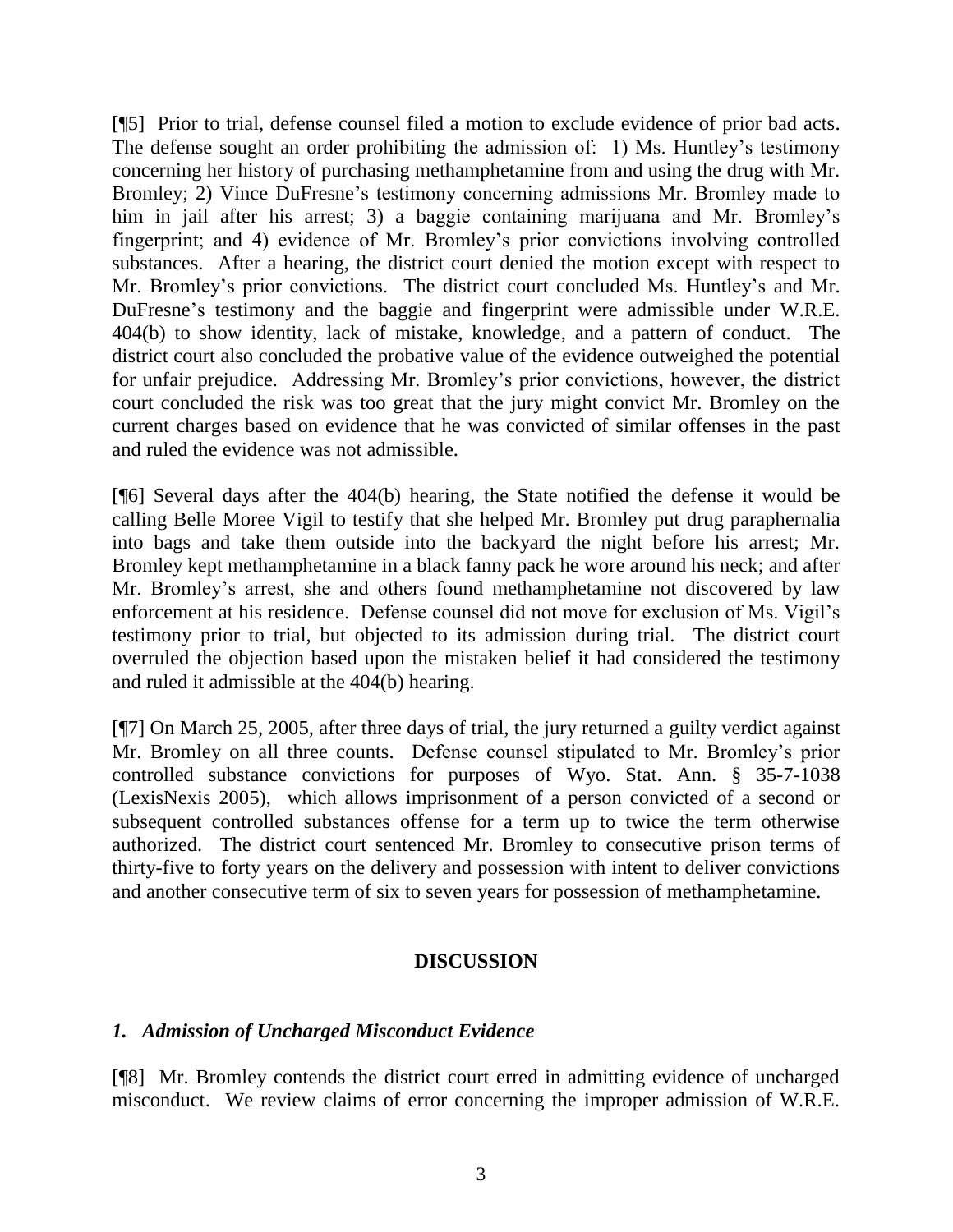[¶5] Prior to trial, defense counsel filed a motion to exclude evidence of prior bad acts. The defense sought an order prohibiting the admission of: 1) Ms. Huntley's testimony concerning her history of purchasing methamphetamine from and using the drug with Mr. Bromley; 2) Vince DuFresne's testimony concerning admissions Mr. Bromley made to him in jail after his arrest; 3) a baggie containing marijuana and Mr. Bromley's fingerprint; and 4) evidence of Mr. Bromley's prior convictions involving controlled substances. After a hearing, the district court denied the motion except with respect to Mr. Bromley's prior convictions. The district court concluded Ms. Huntley's and Mr. DuFresne's testimony and the baggie and fingerprint were admissible under W.R.E. 404(b) to show identity, lack of mistake, knowledge, and a pattern of conduct. The district court also concluded the probative value of the evidence outweighed the potential for unfair prejudice. Addressing Mr. Bromley's prior convictions, however, the district court concluded the risk was too great that the jury might convict Mr. Bromley on the current charges based on evidence that he was convicted of similar offenses in the past and ruled the evidence was not admissible.

[¶6] Several days after the 404(b) hearing, the State notified the defense it would be calling Belle Moree Vigil to testify that she helped Mr. Bromley put drug paraphernalia into bags and take them outside into the backyard the night before his arrest; Mr. Bromley kept methamphetamine in a black fanny pack he wore around his neck; and after Mr. Bromley's arrest, she and others found methamphetamine not discovered by law enforcement at his residence. Defense counsel did not move for exclusion of Ms. Vigil's testimony prior to trial, but objected to its admission during trial. The district court overruled the objection based upon the mistaken belief it had considered the testimony and ruled it admissible at the 404(b) hearing.

[¶7] On March 25, 2005, after three days of trial, the jury returned a guilty verdict against Mr. Bromley on all three counts. Defense counsel stipulated to Mr. Bromley's prior controlled substance convictions for purposes of Wyo. Stat. Ann. § 35-7-1038 (LexisNexis 2005), which allows imprisonment of a person convicted of a second or subsequent controlled substances offense for a term up to twice the term otherwise authorized. The district court sentenced Mr. Bromley to consecutive prison terms of thirty-five to forty years on the delivery and possession with intent to deliver convictions and another consecutive term of six to seven years for possession of methamphetamine.

## DISCUSSION

### *1. Admission of Uncharged Misconduct Evidence*

[¶8] Mr. Bromley contends the district court erred in admitting evidence of uncharged misconduct. We review claims of error concerning the improper admission of W.R.E.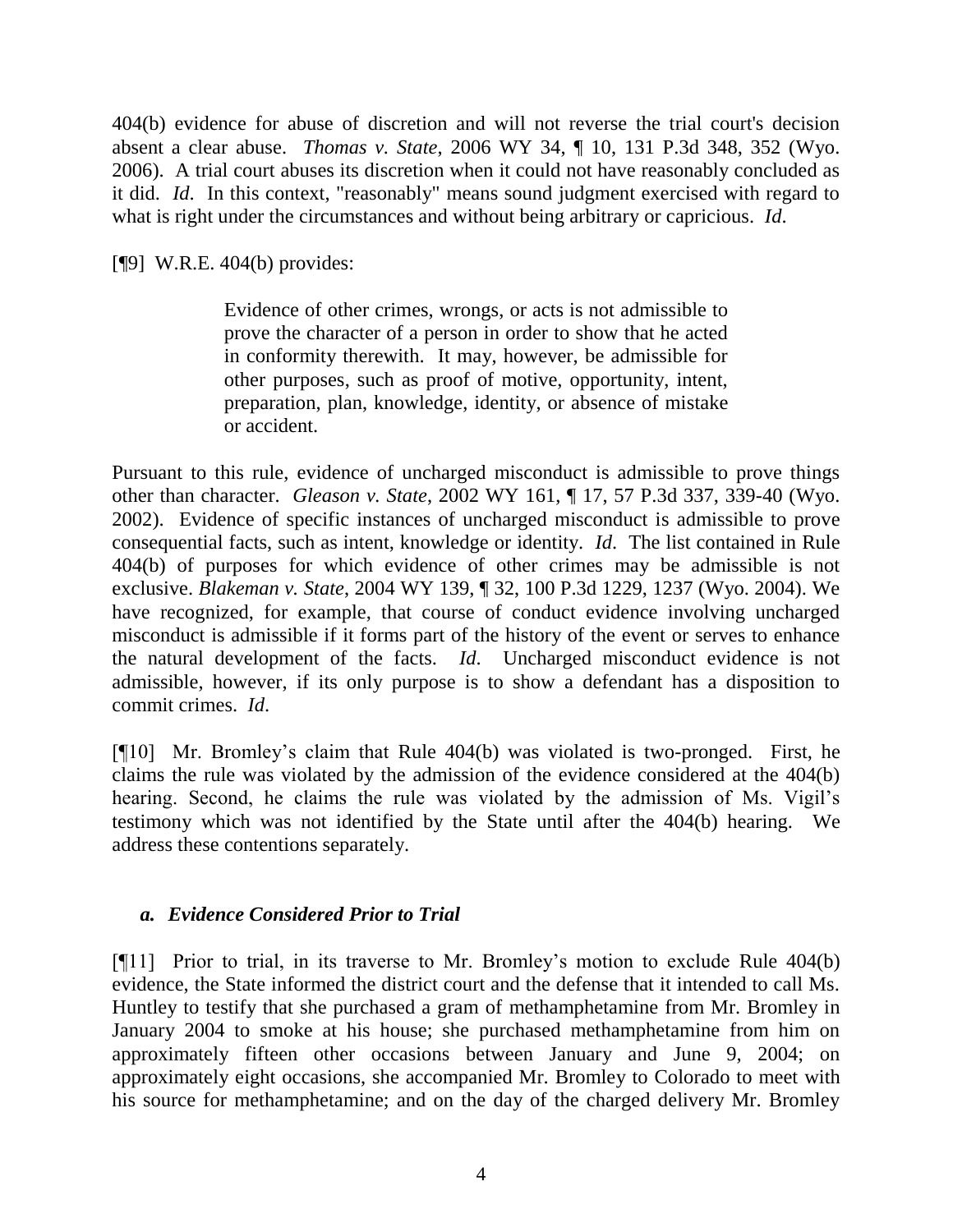404(b) evidence for abuse of discretion and will not reverse the trial court's decision absent a clear abuse. *Thomas v. State*, 2006 WY 34, ¶ 10, 131 P.3d 348, 352 (Wyo. 2006). A trial court abuses its discretion when it could not have reasonably concluded as it did. *Id*. In this context, "reasonably" means sound judgment exercised with regard to what is right under the circumstances and without being arbitrary or capricious. *Id*.

[¶9] W.R.E. 404(b) provides:

> Evidence of other crimes, wrongs, or acts is not admissible to prove the character of a person in order to show that he acted in conformity therewith. It may, however, be admissible for other purposes, such as proof of motive, opportunity, intent, preparation, plan, knowledge, identity, or absence of mistake or accident.

Pursuant to this rule, evidence of uncharged misconduct is admissible to prove things other than character. *Gleason v. State*, 2002 WY 161, ¶ 17, 57 P.3d 337, 339-40 (Wyo. 2002). Evidence of specific instances of uncharged misconduct is admissible to prove consequential facts, such as intent, knowledge or identity. *Id*. The list contained in Rule 404(b) of purposes for which evidence of other crimes may be admissible is not exclusive. *Blakeman v. State*, 2004 WY 139, ¶ 32, 100 P.3d 1229, 1237 (Wyo. 2004). We have recognized, for example, that course of conduct evidence involving uncharged misconduct is admissible if it forms part of the history of the event or serves to enhance the natural development of the facts. *Id*. Uncharged misconduct evidence is not admissible, however, if its only purpose is to show a defendant has a disposition to commit crimes. *Id*.

[¶10] Mr. Bromley's claim that Rule 404(b) was violated is two-pronged. First, he claims the rule was violated by the admission of the evidence considered at the 404(b) hearing. Second, he claims the rule was violated by the admission of Ms. Vigil's testimony which was not identified by the State until after the 404(b) hearing. We address these contentions separately.

### *a. Evidence Considered Prior to Trial*

[¶11] Prior to trial, in its traverse to Mr. Bromley's motion to exclude Rule 404(b) evidence, the State informed the district court and the defense that it intended to call Ms. Huntley to testify that she purchased a gram of methamphetamine from Mr. Bromley in January 2004 to smoke at his house; she purchased methamphetamine from him on approximately fifteen other occasions between January and June 9, 2004; on approximately eight occasions, she accompanied Mr. Bromley to Colorado to meet with his source for methamphetamine; and on the day of the charged delivery Mr. Bromley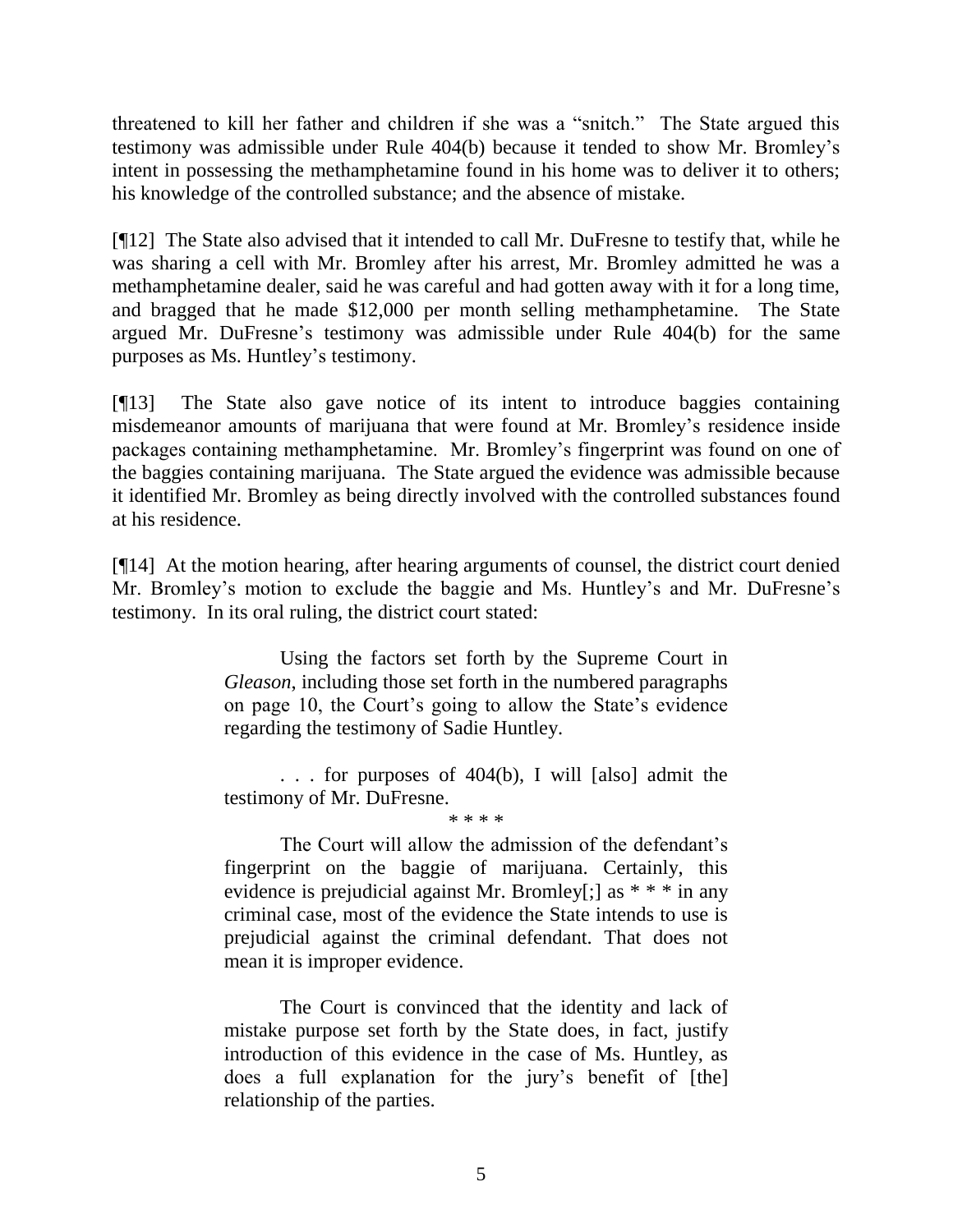threatened to kill her father and children if she was a "snitch." The State argued this testimony was admissible under Rule 404(b) because it tended to show Mr. Bromley's intent in possessing the methamphetamine found in his home was to deliver it to others; his knowledge of the controlled substance; and the absence of mistake.

[¶12] The State also advised that it intended to call Mr. DuFresne to testify that, while he was sharing a cell with Mr. Bromley after his arrest, Mr. Bromley admitted he was a methamphetamine dealer, said he was careful and had gotten away with it for a long time, and bragged that he made $12,000 per month selling methamphetamine. The State argued Mr. DuFresne's testimony was admissible under Rule 404(b) for the same purposes as Ms. Huntley's testimony.

[¶13] The State also gave notice of its intent to introduce baggies containing misdemeanor amounts of marijuana that were found at Mr. Bromley's residence inside packages containing methamphetamine. Mr. Bromley's fingerprint was found on one of the baggies containing marijuana. The State argued the evidence was admissible because it identified Mr. Bromley as being directly involved with the controlled substances found at his residence.

[¶14] At the motion hearing, after hearing arguments of counsel, the district court denied Mr. Bromley's motion to exclude the baggie and Ms. Huntley's and Mr. DuFresne's testimony. In its oral ruling, the district court stated:

> Using the factors set forth by the Supreme Court in *Gleason*, including those set forth in the numbered paragraphs on page 10, the Court's going to allow the State's evidence regarding the testimony of Sadie Huntley.
>
> . . . for purposes of 404(b), I will [also] admit the testimony of Mr. DuFresne.
>
> \* \* \* \*
>
> The Court will allow the admission of the defendant's fingerprint on the baggie of marijuana. Certainly, this evidence is prejudicial against Mr. Bromley[;] as * * * in any criminal case, most of the evidence the State intends to use is prejudicial against the criminal defendant. That does not mean it is improper evidence.
>
> The Court is convinced that the identity and lack of mistake purpose set forth by the State does, in fact, justify introduction of this evidence in the case of Ms. Huntley, as does a full explanation for the jury's benefit of [the] relationship of the parties.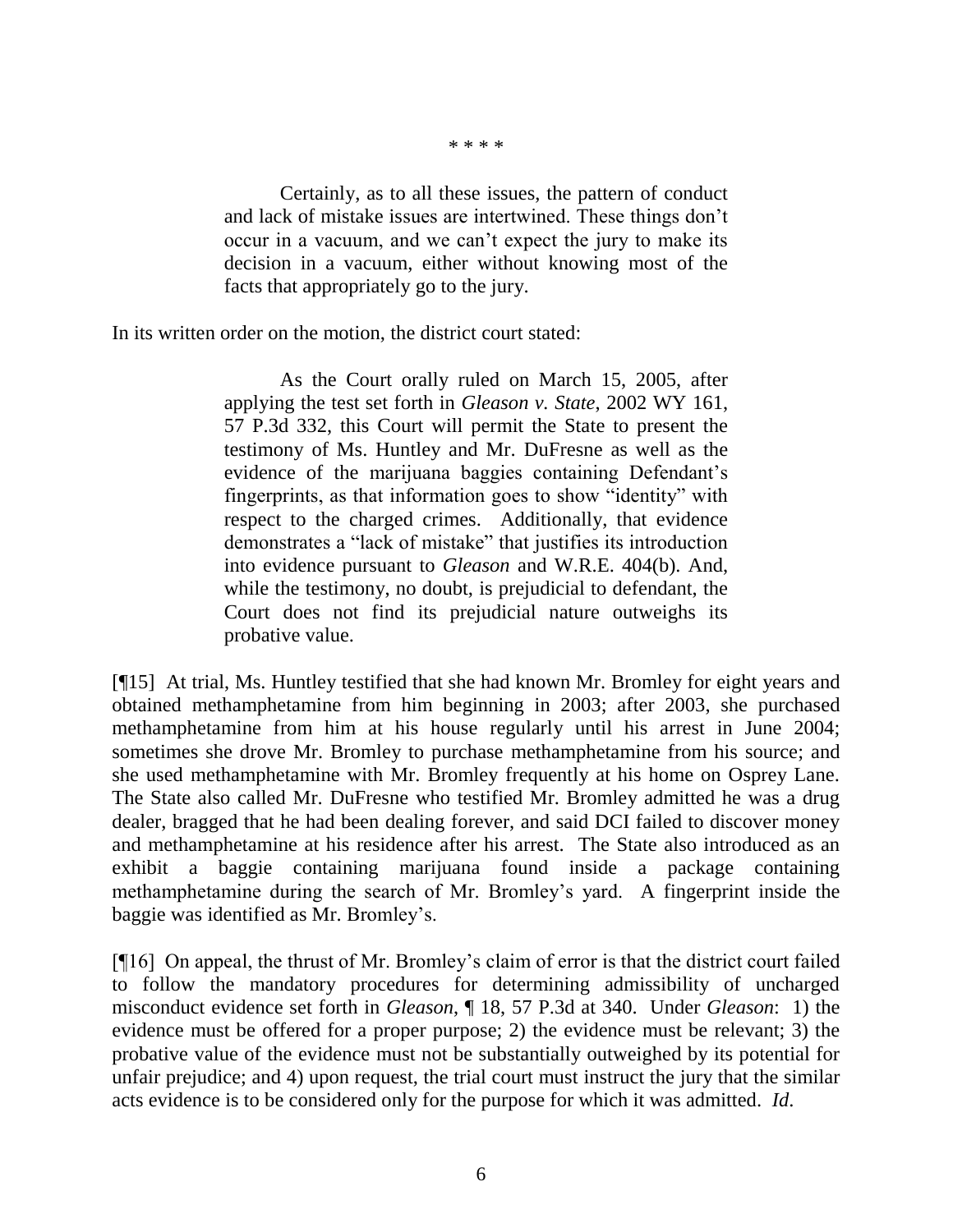\* \* \* \*

> Certainly, as to all these issues, the pattern of conduct and lack of mistake issues are intertwined. These things don't occur in a vacuum, and we can't expect the jury to make its decision in a vacuum, either without knowing most of the facts that appropriately go to the jury.

In its written order on the motion, the district court stated:

> As the Court orally ruled on March 15, 2005, after applying the test set forth in *Gleason v. State*, 2002 WY 161, 57 P.3d 332, this Court will permit the State to present the testimony of Ms. Huntley and Mr. DuFresne as well as the evidence of the marijuana baggies containing Defendant's fingerprints, as that information goes to show "identity" with respect to the charged crimes. Additionally, that evidence demonstrates a "lack of mistake" that justifies its introduction into evidence pursuant to *Gleason* and W.R.E. 404(b). And, while the testimony, no doubt, is prejudicial to defendant, the Court does not find its prejudicial nature outweighs its probative value.

[¶15] At trial, Ms. Huntley testified that she had known Mr. Bromley for eight years and obtained methamphetamine from him beginning in 2003; after 2003, she purchased methamphetamine from him at his house regularly until his arrest in June 2004; sometimes she drove Mr. Bromley to purchase methamphetamine from his source; and she used methamphetamine with Mr. Bromley frequently at his home on Osprey Lane. The State also called Mr. DuFresne who testified Mr. Bromley admitted he was a drug dealer, bragged that he had been dealing forever, and said DCI failed to discover money and methamphetamine at his residence after his arrest. The State also introduced as an exhibit a baggie containing marijuana found inside a package containing methamphetamine during the search of Mr. Bromley's yard. A fingerprint inside the baggie was identified as Mr. Bromley's.

[¶16] On appeal, the thrust of Mr. Bromley's claim of error is that the district court failed to follow the mandatory procedures for determining admissibility of uncharged misconduct evidence set forth in *Gleason*, ¶ 18, 57 P.3d at 340. Under *Gleason*: 1) the evidence must be offered for a proper purpose; 2) the evidence must be relevant; 3) the probative value of the evidence must not be substantially outweighed by its potential for unfair prejudice; and 4) upon request, the trial court must instruct the jury that the similar acts evidence is to be considered only for the purpose for which it was admitted. *Id*.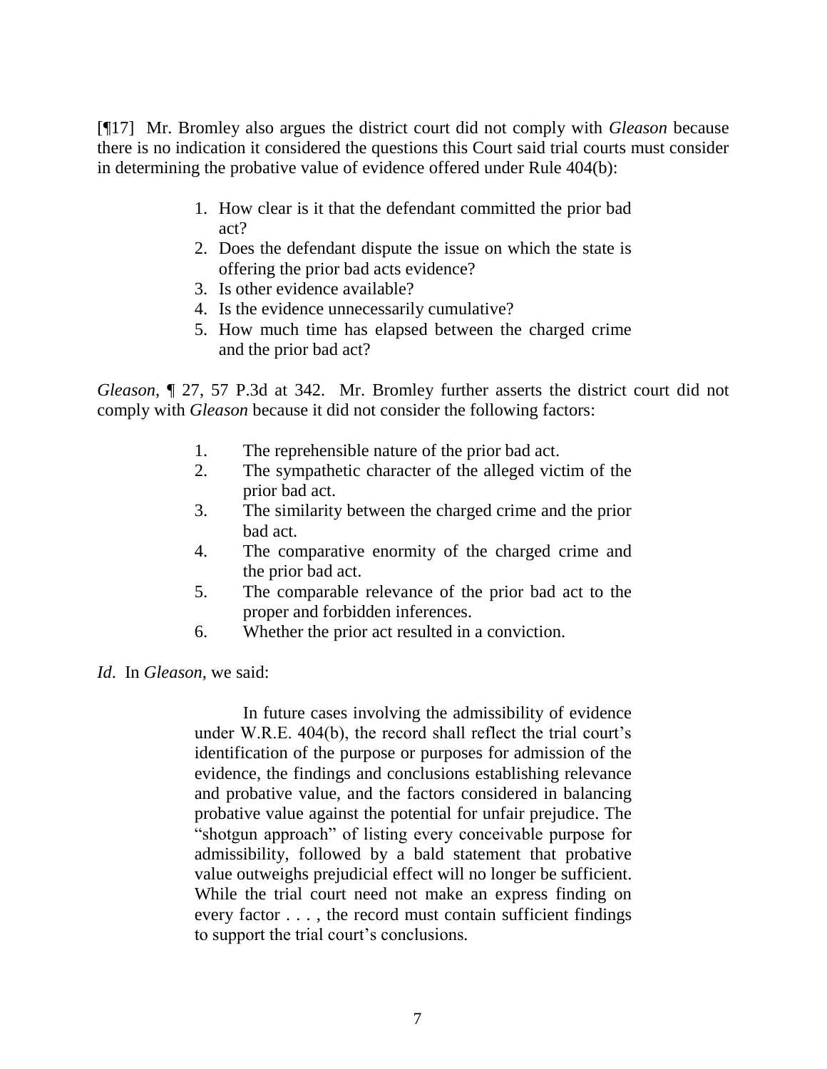[¶17] Mr. Bromley also argues the district court did not comply with *Gleason* because there is no indication it considered the questions this Court said trial courts must consider in determining the probative value of evidence offered under Rule 404(b):

> 1. How clear is it that the defendant committed the prior bad act?
> 2. Does the defendant dispute the issue on which the state is offering the prior bad acts evidence?
> 3. Is other evidence available?
> 4. Is the evidence unnecessarily cumulative?
> 5. How much time has elapsed between the charged crime and the prior bad act?

*Gleason*, ¶ 27, 57 P.3d at 342. Mr. Bromley further asserts the district court did not comply with *Gleason* because it did not consider the following factors:

> 1. The reprehensible nature of the prior bad act.
> 2. The sympathetic character of the alleged victim of the prior bad act.
> 3. The similarity between the charged crime and the prior bad act.
> 4. The comparative enormity of the charged crime and the prior bad act.
> 5. The comparable relevance of the prior bad act to the proper and forbidden inferences.
> 6. Whether the prior act resulted in a conviction.

*Id*. In *Gleason*, we said:

> In future cases involving the admissibility of evidence under W.R.E. 404(b), the record shall reflect the trial court's identification of the purpose or purposes for admission of the evidence, the findings and conclusions establishing relevance and probative value, and the factors considered in balancing probative value against the potential for unfair prejudice. The "shotgun approach" of listing every conceivable purpose for admissibility, followed by a bald statement that probative value outweighs prejudicial effect will no longer be sufficient. While the trial court need not make an express finding on every factor . . . , the record must contain sufficient findings to support the trial court's conclusions.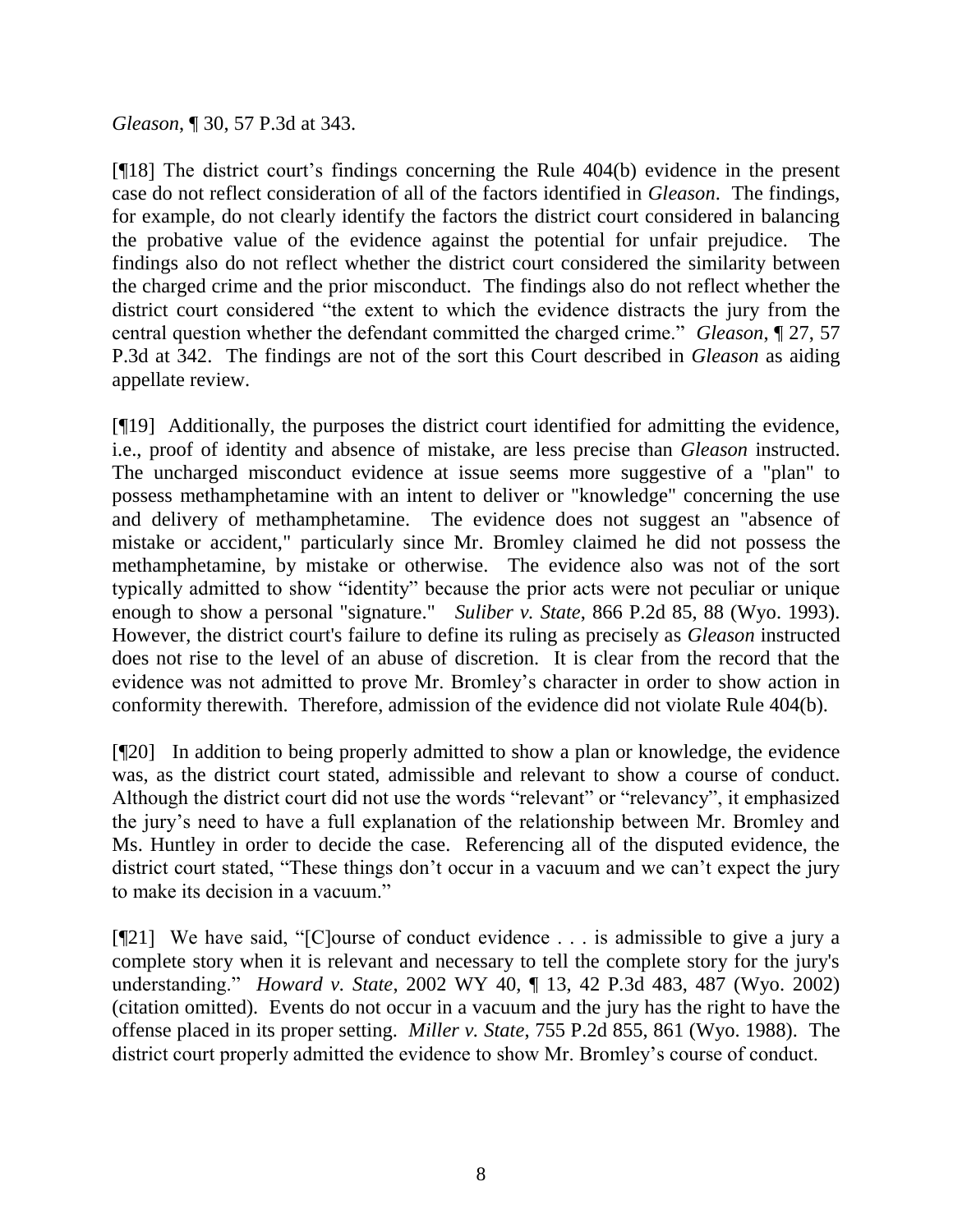*Gleason*, ¶ 30, 57 P.3d at 343.

[¶18] The district court's findings concerning the Rule 404(b) evidence in the present case do not reflect consideration of all of the factors identified in *Gleason*. The findings, for example, do not clearly identify the factors the district court considered in balancing the probative value of the evidence against the potential for unfair prejudice. The findings also do not reflect whether the district court considered the similarity between the charged crime and the prior misconduct. The findings also do not reflect whether the district court considered "the extent to which the evidence distracts the jury from the central question whether the defendant committed the charged crime." *Gleason*, ¶ 27, 57 P.3d at 342. The findings are not of the sort this Court described in *Gleason* as aiding appellate review.

[¶19] Additionally, the purposes the district court identified for admitting the evidence, i.e., proof of identity and absence of mistake, are less precise than *Gleason* instructed. The uncharged misconduct evidence at issue seems more suggestive of a "plan" to possess methamphetamine with an intent to deliver or "knowledge" concerning the use and delivery of methamphetamine. The evidence does not suggest an "absence of mistake or accident," particularly since Mr. Bromley claimed he did not possess the methamphetamine, by mistake or otherwise. The evidence also was not of the sort typically admitted to show "identity" because the prior acts were not peculiar or unique enough to show a personal "signature." *Suliber v. State*, 866 P.2d 85, 88 (Wyo. 1993). However, the district court's failure to define its ruling as precisely as *Gleason* instructed does not rise to the level of an abuse of discretion. It is clear from the record that the evidence was not admitted to prove Mr. Bromley's character in order to show action in conformity therewith. Therefore, admission of the evidence did not violate Rule 404(b).

[¶20] In addition to being properly admitted to show a plan or knowledge, the evidence was, as the district court stated, admissible and relevant to show a course of conduct. Although the district court did not use the words "relevant" or "relevancy", it emphasized the jury's need to have a full explanation of the relationship between Mr. Bromley and Ms. Huntley in order to decide the case. Referencing all of the disputed evidence, the district court stated, "These things don't occur in a vacuum and we can't expect the jury to make its decision in a vacuum."

[¶21] We have said, "[C]ourse of conduct evidence . . . is admissible to give a jury a complete story when it is relevant and necessary to tell the complete story for the jury's understanding." *Howard v. State*, 2002 WY 40, ¶ 13, 42 P.3d 483, 487 (Wyo. 2002) (citation omitted). Events do not occur in a vacuum and the jury has the right to have the offense placed in its proper setting. *Miller v. State*, 755 P.2d 855, 861 (Wyo. 1988). The district court properly admitted the evidence to show Mr. Bromley's course of conduct.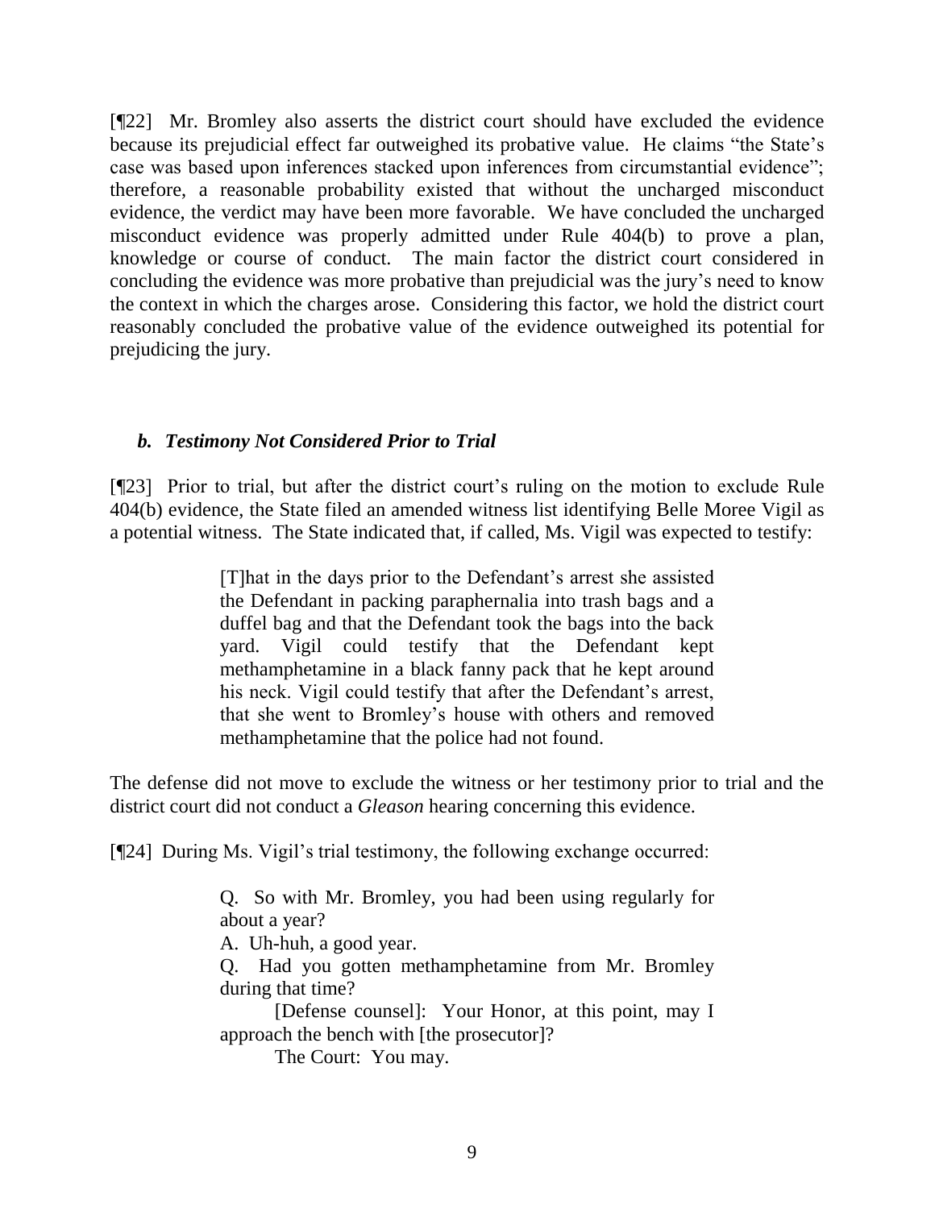[¶22] Mr. Bromley also asserts the district court should have excluded the evidence because its prejudicial effect far outweighed its probative value. He claims "the State's case was based upon inferences stacked upon inferences from circumstantial evidence"; therefore, a reasonable probability existed that without the uncharged misconduct evidence, the verdict may have been more favorable. We have concluded the uncharged misconduct evidence was properly admitted under Rule 404(b) to prove a plan, knowledge or course of conduct. The main factor the district court considered in concluding the evidence was more probative than prejudicial was the jury's need to know the context in which the charges arose. Considering this factor, we hold the district court reasonably concluded the probative value of the evidence outweighed its potential for prejudicing the jury.

### *b. Testimony Not Considered Prior to Trial*

[¶23] Prior to trial, but after the district court's ruling on the motion to exclude Rule 404(b) evidence, the State filed an amended witness list identifying Belle Moree Vigil as a potential witness. The State indicated that, if called, Ms. Vigil was expected to testify:

> [T]hat in the days prior to the Defendant's arrest she assisted the Defendant in packing paraphernalia into trash bags and a duffel bag and that the Defendant took the bags into the back yard. Vigil could testify that the Defendant kept methamphetamine in a black fanny pack that he kept around his neck. Vigil could testify that after the Defendant's arrest, that she went to Bromley's house with others and removed methamphetamine that the police had not found.

The defense did not move to exclude the witness or her testimony prior to trial and the district court did not conduct a *Gleason* hearing concerning this evidence.

[¶24] During Ms. Vigil's trial testimony, the following exchange occurred:

> Q. So with Mr. Bromley, you had been using regularly for about a year?
>
> A. Uh-huh, a good year.
>
> Q. Had you gotten methamphetamine from Mr. Bromley during that time?
>
> [Defense counsel]: Your Honor, at this point, may I approach the bench with [the prosecutor]?
>
> The Court: You may.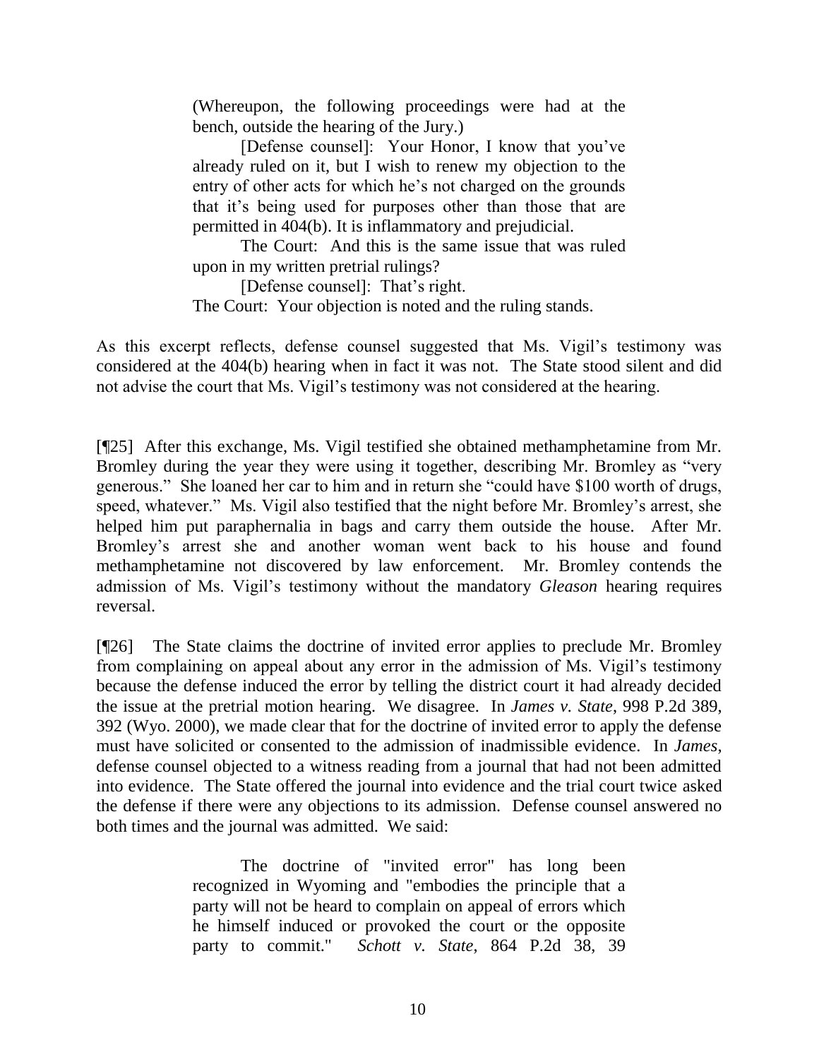> (Whereupon, the following proceedings were had at the bench, outside the hearing of the Jury.)
>
> [Defense counsel]: Your Honor, I know that you've already ruled on it, but I wish to renew my objection to the entry of other acts for which he's not charged on the grounds that it's being used for purposes other than those that are permitted in 404(b). It is inflammatory and prejudicial.
>
> The Court: And this is the same issue that was ruled upon in my written pretrial rulings?
>
> [Defense counsel]: That's right.
>
> The Court: Your objection is noted and the ruling stands.

As this excerpt reflects, defense counsel suggested that Ms. Vigil's testimony was considered at the 404(b) hearing when in fact it was not. The State stood silent and did not advise the court that Ms. Vigil's testimony was not considered at the hearing.

[¶25] After this exchange, Ms. Vigil testified she obtained methamphetamine from Mr. Bromley during the year they were using it together, describing Mr. Bromley as "very generous." She loaned her car to him and in return she "could have $100 worth of drugs, speed, whatever." Ms. Vigil also testified that the night before Mr. Bromley's arrest, she helped him put paraphernalia in bags and carry them outside the house. After Mr. Bromley's arrest she and another woman went back to his house and found methamphetamine not discovered by law enforcement. Mr. Bromley contends the admission of Ms. Vigil's testimony without the mandatory *Gleason* hearing requires reversal.

[¶26] The State claims the doctrine of invited error applies to preclude Mr. Bromley from complaining on appeal about any error in the admission of Ms. Vigil's testimony because the defense induced the error by telling the district court it had already decided the issue at the pretrial motion hearing. We disagree. In *James v. State*, 998 P.2d 389, 392 (Wyo. 2000), we made clear that for the doctrine of invited error to apply the defense must have solicited or consented to the admission of inadmissible evidence. In *James*, defense counsel objected to a witness reading from a journal that had not been admitted into evidence. The State offered the journal into evidence and the trial court twice asked the defense if there were any objections to its admission. Defense counsel answered no both times and the journal was admitted. We said:

> The doctrine of "invited error" has long been recognized in Wyoming and "embodies the principle that a party will not be heard to complain on appeal of errors which he himself induced or provoked the court or the opposite party to commit." *Schott v. State*, 864 P.2d 38, 39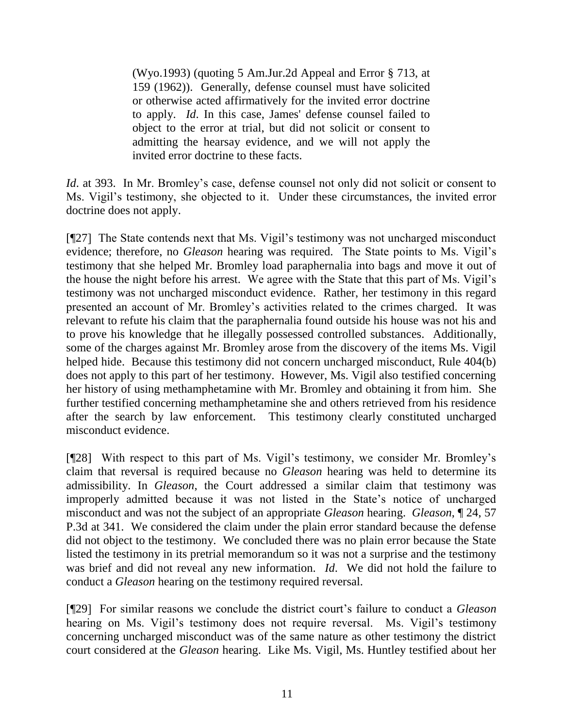> (Wyo.1993) (quoting 5 Am.Jur.2d Appeal and Error § 713, at 159 (1962)). Generally, defense counsel must have solicited or otherwise acted affirmatively for the invited error doctrine to apply. *Id*. In this case, James' defense counsel failed to object to the error at trial, but did not solicit or consent to admitting the hearsay evidence, and we will not apply the invited error doctrine to these facts.

*Id*. at 393. In Mr. Bromley's case, defense counsel not only did not solicit or consent to Ms. Vigil's testimony, she objected to it. Under these circumstances, the invited error doctrine does not apply.

[¶27] The State contends next that Ms. Vigil's testimony was not uncharged misconduct evidence; therefore, no *Gleason* hearing was required. The State points to Ms. Vigil's testimony that she helped Mr. Bromley load paraphernalia into bags and move it out of the house the night before his arrest. We agree with the State that this part of Ms. Vigil's testimony was not uncharged misconduct evidence. Rather, her testimony in this regard presented an account of Mr. Bromley's activities related to the crimes charged. It was relevant to refute his claim that the paraphernalia found outside his house was not his and to prove his knowledge that he illegally possessed controlled substances. Additionally, some of the charges against Mr. Bromley arose from the discovery of the items Ms. Vigil helped hide. Because this testimony did not concern uncharged misconduct, Rule 404(b) does not apply to this part of her testimony. However, Ms. Vigil also testified concerning her history of using methamphetamine with Mr. Bromley and obtaining it from him. She further testified concerning methamphetamine she and others retrieved from his residence after the search by law enforcement. This testimony clearly constituted uncharged misconduct evidence.

[¶28] With respect to this part of Ms. Vigil's testimony, we consider Mr. Bromley's claim that reversal is required because no *Gleason* hearing was held to determine its admissibility. In *Gleason*, the Court addressed a similar claim that testimony was improperly admitted because it was not listed in the State's notice of uncharged misconduct and was not the subject of an appropriate *Gleason* hearing. *Gleason*, ¶ 24, 57 P.3d at 341. We considered the claim under the plain error standard because the defense did not object to the testimony. We concluded there was no plain error because the State listed the testimony in its pretrial memorandum so it was not a surprise and the testimony was brief and did not reveal any new information. *Id*. We did not hold the failure to conduct a *Gleason* hearing on the testimony required reversal.

[¶29] For similar reasons we conclude the district court's failure to conduct a *Gleason* hearing on Ms. Vigil's testimony does not require reversal. Ms. Vigil's testimony concerning uncharged misconduct was of the same nature as other testimony the district court considered at the *Gleason* hearing. Like Ms. Vigil, Ms. Huntley testified about her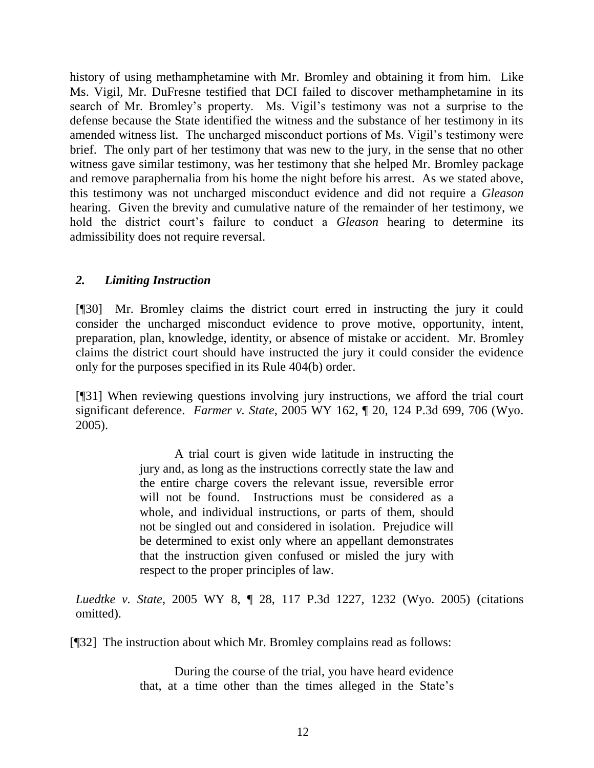history of using methamphetamine with Mr. Bromley and obtaining it from him. Like Ms. Vigil, Mr. DuFresne testified that DCI failed to discover methamphetamine in its search of Mr. Bromley's property. Ms. Vigil's testimony was not a surprise to the defense because the State identified the witness and the substance of her testimony in its amended witness list. The uncharged misconduct portions of Ms. Vigil's testimony were brief. The only part of her testimony that was new to the jury, in the sense that no other witness gave similar testimony, was her testimony that she helped Mr. Bromley package and remove paraphernalia from his home the night before his arrest. As we stated above, this testimony was not uncharged misconduct evidence and did not require a *Gleason* hearing. Given the brevity and cumulative nature of the remainder of her testimony, we hold the district court's failure to conduct a *Gleason* hearing to determine its admissibility does not require reversal.

### *2. Limiting Instruction*

[¶30] Mr. Bromley claims the district court erred in instructing the jury it could consider the uncharged misconduct evidence to prove motive, opportunity, intent, preparation, plan, knowledge, identity, or absence of mistake or accident. Mr. Bromley claims the district court should have instructed the jury it could consider the evidence only for the purposes specified in its Rule 404(b) order.

[¶31] When reviewing questions involving jury instructions, we afford the trial court significant deference. *Farmer v. State*, 2005 WY 162, ¶ 20, 124 P.3d 699, 706 (Wyo. 2005).

> A trial court is given wide latitude in instructing the jury and, as long as the instructions correctly state the law and the entire charge covers the relevant issue, reversible error will not be found. Instructions must be considered as a whole, and individual instructions, or parts of them, should not be singled out and considered in isolation. Prejudice will be determined to exist only where an appellant demonstrates that the instruction given confused or misled the jury with respect to the proper principles of law.

*Luedtke v. State*, 2005 WY 8, ¶ 28, 117 P.3d 1227, 1232 (Wyo. 2005) (citations omitted).

[¶32] The instruction about which Mr. Bromley complains read as follows:

> During the course of the trial, you have heard evidence that, at a time other than the times alleged in the State's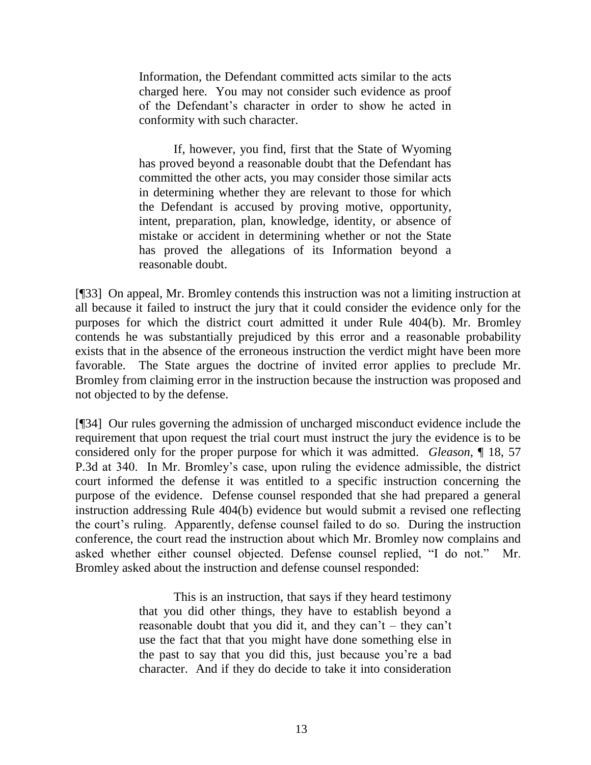> Information, the Defendant committed acts similar to the acts charged here. You may not consider such evidence as proof of the Defendant's character in order to show he acted in conformity with such character.
>
> If, however, you find, first that the State of Wyoming has proved beyond a reasonable doubt that the Defendant has committed the other acts, you may consider those similar acts in determining whether they are relevant to those for which the Defendant is accused by proving motive, opportunity, intent, preparation, plan, knowledge, identity, or absence of mistake or accident in determining whether or not the State has proved the allegations of its Information beyond a reasonable doubt.

[¶33] On appeal, Mr. Bromley contends this instruction was not a limiting instruction at all because it failed to instruct the jury that it could consider the evidence only for the purposes for which the district court admitted it under Rule 404(b). Mr. Bromley contends he was substantially prejudiced by this error and a reasonable probability exists that in the absence of the erroneous instruction the verdict might have been more favorable. The State argues the doctrine of invited error applies to preclude Mr. Bromley from claiming error in the instruction because the instruction was proposed and not objected to by the defense.

[¶34] Our rules governing the admission of uncharged misconduct evidence include the requirement that upon request the trial court must instruct the jury the evidence is to be considered only for the proper purpose for which it was admitted. *Gleason*, ¶ 18, 57 P.3d at 340. In Mr. Bromley's case, upon ruling the evidence admissible, the district court informed the defense it was entitled to a specific instruction concerning the purpose of the evidence. Defense counsel responded that she had prepared a general instruction addressing Rule 404(b) evidence but would submit a revised one reflecting the court's ruling. Apparently, defense counsel failed to do so. During the instruction conference, the court read the instruction about which Mr. Bromley now complains and asked whether either counsel objected. Defense counsel replied, "I do not." Mr. Bromley asked about the instruction and defense counsel responded:

> This is an instruction, that says if they heard testimony that you did other things, they have to establish beyond a reasonable doubt that you did it, and they can't – they can't use the fact that that you might have done something else in the past to say that you did this, just because you're a bad character. And if they do decide to take it into consideration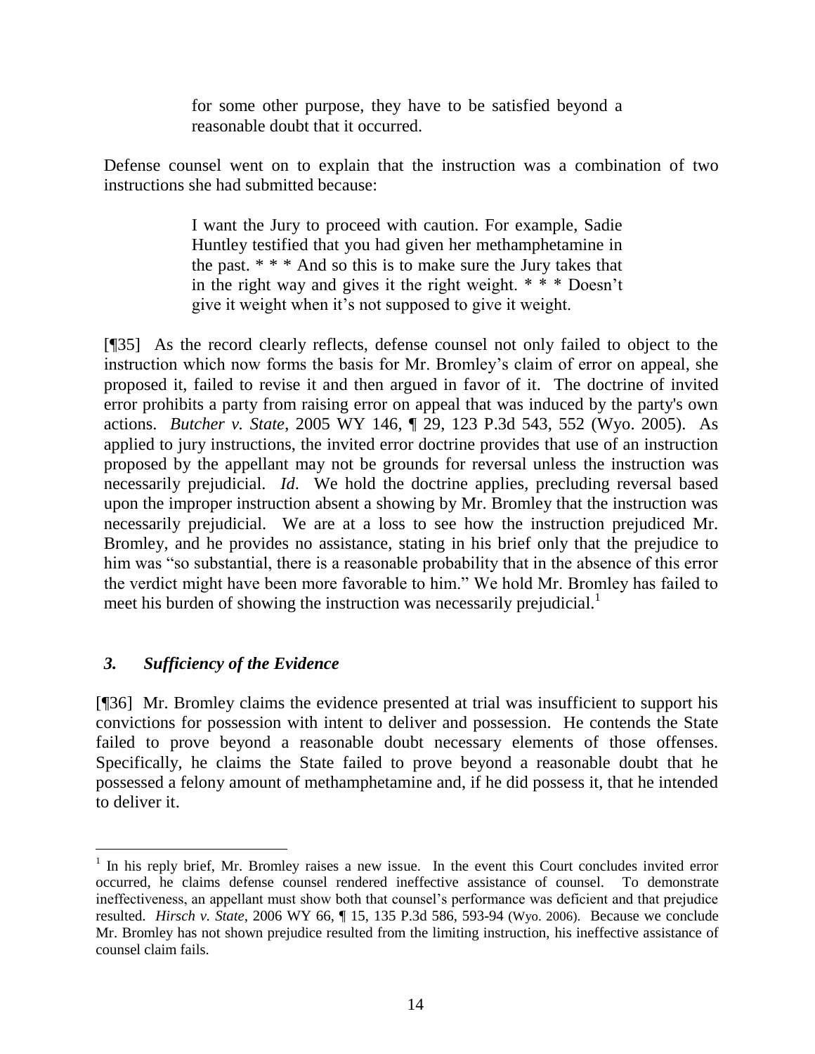> for some other purpose, they have to be satisfied beyond a reasonable doubt that it occurred.

Defense counsel went on to explain that the instruction was a combination of two instructions she had submitted because:

> I want the Jury to proceed with caution. For example, Sadie Huntley testified that you had given her methamphetamine in the past. * * * And so this is to make sure the Jury takes that in the right way and gives it the right weight. * * * Doesn't give it weight when it's not supposed to give it weight.

[¶35] As the record clearly reflects, defense counsel not only failed to object to the instruction which now forms the basis for Mr. Bromley's claim of error on appeal, she proposed it, failed to revise it and then argued in favor of it. The doctrine of invited error prohibits a party from raising error on appeal that was induced by the party's own actions. *Butcher v. State*, 2005 WY 146, ¶ 29, 123 P.3d 543, 552 (Wyo. 2005). As applied to jury instructions, the invited error doctrine provides that use of an instruction proposed by the appellant may not be grounds for reversal unless the instruction was necessarily prejudicial. *Id*. We hold the doctrine applies, precluding reversal based upon the improper instruction absent a showing by Mr. Bromley that the instruction was necessarily prejudicial. We are at a loss to see how the instruction prejudiced Mr. Bromley, and he provides no assistance, stating in his brief only that the prejudice to him was "so substantial, there is a reasonable probability that in the absence of this error the verdict might have been more favorable to him." We hold Mr. Bromley has failed to meet his burden of showing the instruction was necessarily prejudicial.[1]

### *3. Sufficiency of the Evidence*

[¶36] Mr. Bromley claims the evidence presented at trial was insufficient to support his convictions for possession with intent to deliver and possession. He contends the State failed to prove beyond a reasonable doubt necessary elements of those offenses. Specifically, he claims the State failed to prove beyond a reasonable doubt that he possessed a felony amount of methamphetamine and, if he did possess it, that he intended to deliver it.

---

[1] In his reply brief, Mr. Bromley raises a new issue. In the event this Court concludes invited error occurred, he claims defense counsel rendered ineffective assistance of counsel. To demonstrate ineffectiveness, an appellant must show both that counsel's performance was deficient and that prejudice resulted. *Hirsch v. State*, 2006 WY 66, ¶ 15, 135 P.3d 586, 593-94 (Wyo. 2006). Because we conclude Mr. Bromley has not shown prejudice resulted from the limiting instruction, his ineffective assistance of counsel claim fails.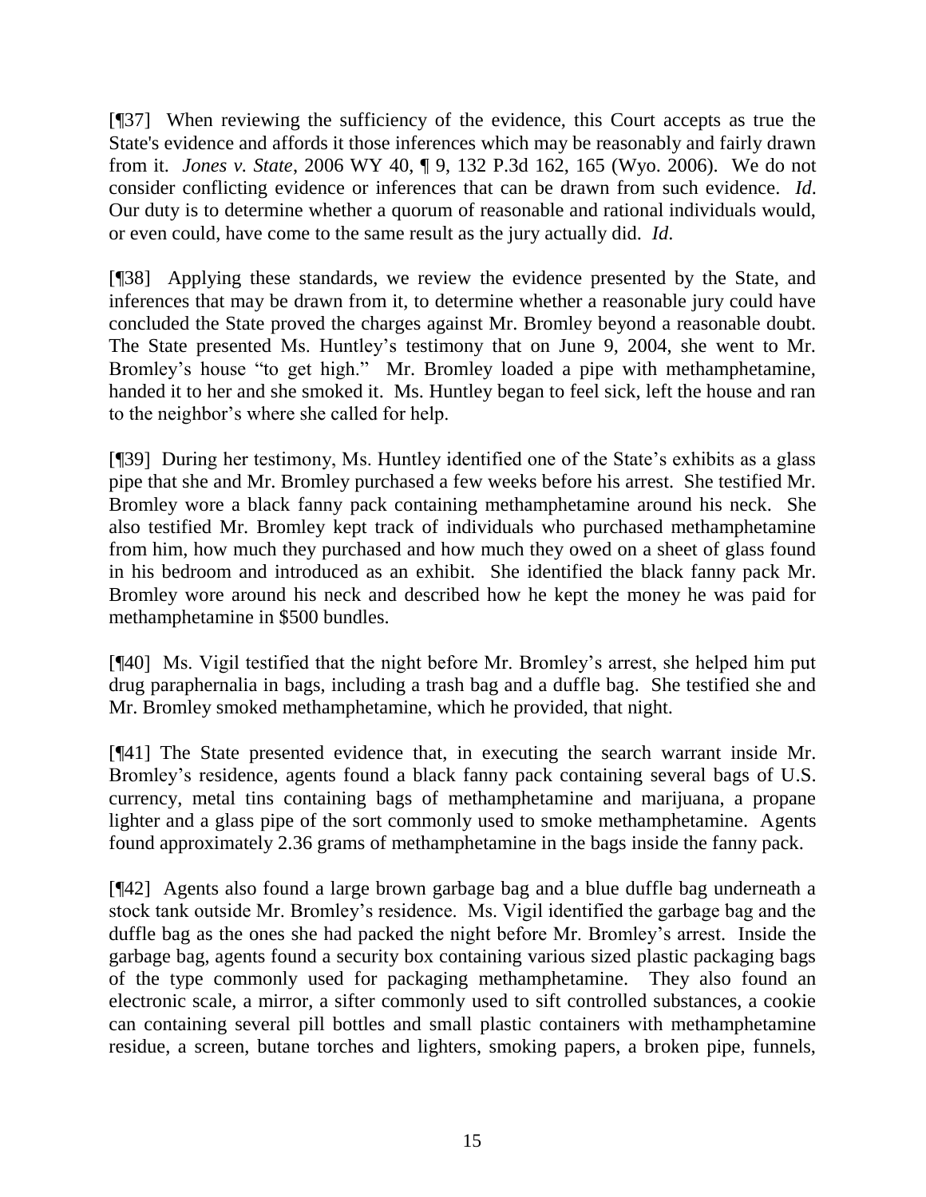[¶37] When reviewing the sufficiency of the evidence, this Court accepts as true the State's evidence and affords it those inferences which may be reasonably and fairly drawn from it. *Jones v. State*, 2006 WY 40, ¶ 9, 132 P.3d 162, 165 (Wyo. 2006). We do not consider conflicting evidence or inferences that can be drawn from such evidence. *Id*. Our duty is to determine whether a quorum of reasonable and rational individuals would, or even could, have come to the same result as the jury actually did. *Id*.

[¶38] Applying these standards, we review the evidence presented by the State, and inferences that may be drawn from it, to determine whether a reasonable jury could have concluded the State proved the charges against Mr. Bromley beyond a reasonable doubt. The State presented Ms. Huntley's testimony that on June 9, 2004, she went to Mr. Bromley's house "to get high." Mr. Bromley loaded a pipe with methamphetamine, handed it to her and she smoked it. Ms. Huntley began to feel sick, left the house and ran to the neighbor's where she called for help.

[¶39] During her testimony, Ms. Huntley identified one of the State's exhibits as a glass pipe that she and Mr. Bromley purchased a few weeks before his arrest. She testified Mr. Bromley wore a black fanny pack containing methamphetamine around his neck. She also testified Mr. Bromley kept track of individuals who purchased methamphetamine from him, how much they purchased and how much they owed on a sheet of glass found in his bedroom and introduced as an exhibit. She identified the black fanny pack Mr. Bromley wore around his neck and described how he kept the money he was paid for methamphetamine in $500 bundles.

[¶40] Ms. Vigil testified that the night before Mr. Bromley's arrest, she helped him put drug paraphernalia in bags, including a trash bag and a duffle bag. She testified she and Mr. Bromley smoked methamphetamine, which he provided, that night.

[¶41] The State presented evidence that, in executing the search warrant inside Mr. Bromley's residence, agents found a black fanny pack containing several bags of U.S. currency, metal tins containing bags of methamphetamine and marijuana, a propane lighter and a glass pipe of the sort commonly used to smoke methamphetamine. Agents found approximately 2.36 grams of methamphetamine in the bags inside the fanny pack.

[¶42] Agents also found a large brown garbage bag and a blue duffle bag underneath a stock tank outside Mr. Bromley's residence. Ms. Vigil identified the garbage bag and the duffle bag as the ones she had packed the night before Mr. Bromley's arrest. Inside the garbage bag, agents found a security box containing various sized plastic packaging bags of the type commonly used for packaging methamphetamine. They also found an electronic scale, a mirror, a sifter commonly used to sift controlled substances, a cookie can containing several pill bottles and small plastic containers with methamphetamine residue, a screen, butane torches and lighters, smoking papers, a broken pipe, funnels,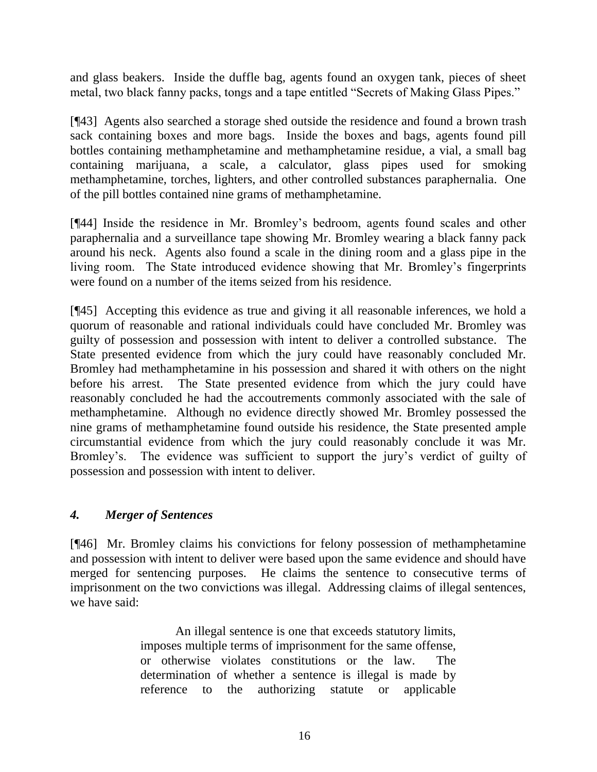and glass beakers. Inside the duffle bag, agents found an oxygen tank, pieces of sheet metal, two black fanny packs, tongs and a tape entitled "Secrets of Making Glass Pipes."

[¶43] Agents also searched a storage shed outside the residence and found a brown trash sack containing boxes and more bags. Inside the boxes and bags, agents found pill bottles containing methamphetamine and methamphetamine residue, a vial, a small bag containing marijuana, a scale, a calculator, glass pipes used for smoking methamphetamine, torches, lighters, and other controlled substances paraphernalia. One of the pill bottles contained nine grams of methamphetamine.

[¶44] Inside the residence in Mr. Bromley's bedroom, agents found scales and other paraphernalia and a surveillance tape showing Mr. Bromley wearing a black fanny pack around his neck. Agents also found a scale in the dining room and a glass pipe in the living room. The State introduced evidence showing that Mr. Bromley's fingerprints were found on a number of the items seized from his residence.

[¶45] Accepting this evidence as true and giving it all reasonable inferences, we hold a quorum of reasonable and rational individuals could have concluded Mr. Bromley was guilty of possession and possession with intent to deliver a controlled substance. The State presented evidence from which the jury could have reasonably concluded Mr. Bromley had methamphetamine in his possession and shared it with others on the night before his arrest. The State presented evidence from which the jury could have reasonably concluded he had the accoutrements commonly associated with the sale of methamphetamine. Although no evidence directly showed Mr. Bromley possessed the nine grams of methamphetamine found outside his residence, the State presented ample circumstantial evidence from which the jury could reasonably conclude it was Mr. Bromley's. The evidence was sufficient to support the jury's verdict of guilty of possession and possession with intent to deliver.

### *4. Merger of Sentences*

[¶46] Mr. Bromley claims his convictions for felony possession of methamphetamine and possession with intent to deliver were based upon the same evidence and should have merged for sentencing purposes. He claims the sentence to consecutive terms of imprisonment on the two convictions was illegal. Addressing claims of illegal sentences, we have said:

> An illegal sentence is one that exceeds statutory limits, imposes multiple terms of imprisonment for the same offense, or otherwise violates constitutions or the law. The determination of whether a sentence is illegal is made by reference to the authorizing statute or applicable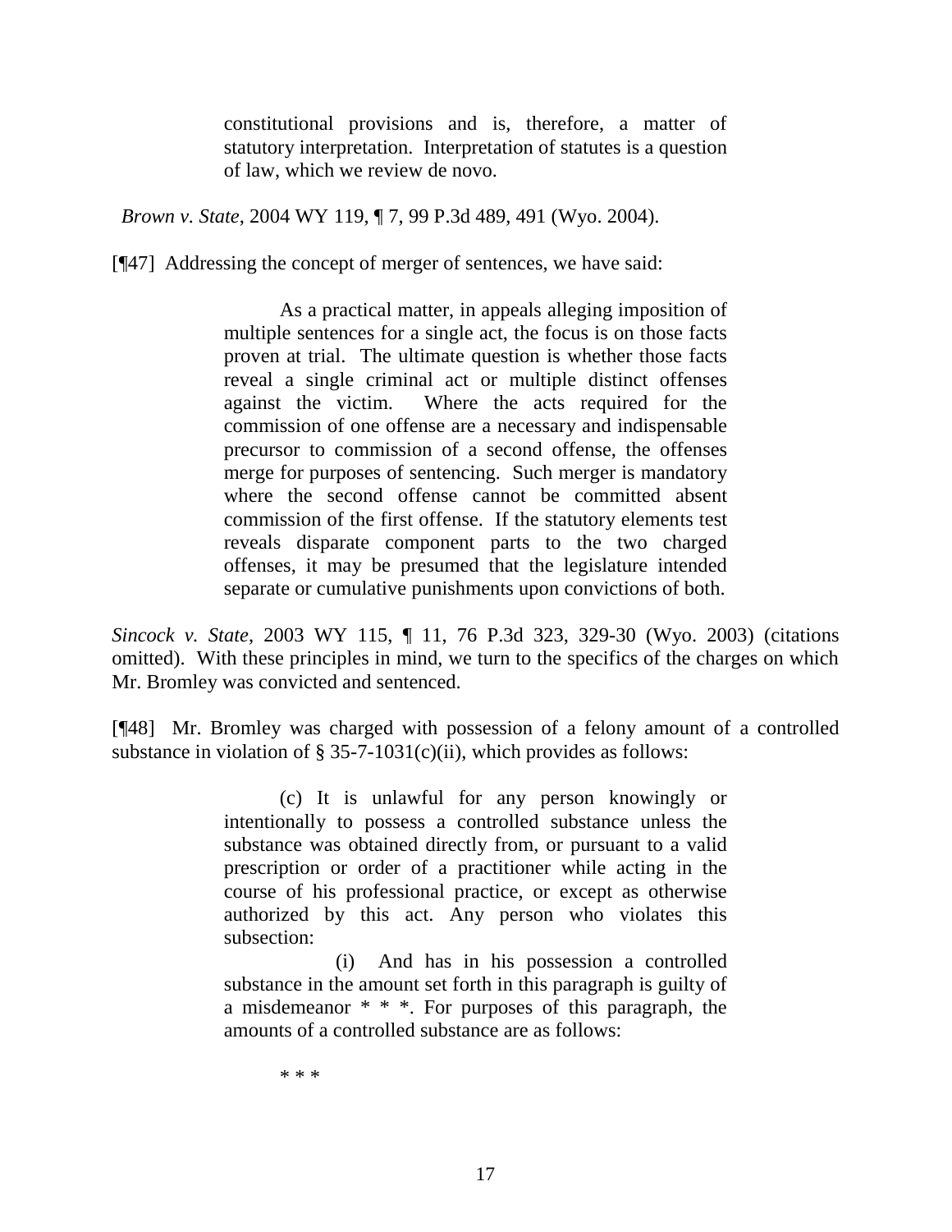> constitutional provisions and is, therefore, a matter of statutory interpretation. Interpretation of statutes is a question of law, which we review de novo.

*Brown v. State*, 2004 WY 119, ¶ 7, 99 P.3d 489, 491 (Wyo. 2004).

[¶47] Addressing the concept of merger of sentences, we have said:

> As a practical matter, in appeals alleging imposition of multiple sentences for a single act, the focus is on those facts proven at trial. The ultimate question is whether those facts reveal a single criminal act or multiple distinct offenses against the victim. Where the acts required for the commission of one offense are a necessary and indispensable precursor to commission of a second offense, the offenses merge for purposes of sentencing. Such merger is mandatory where the second offense cannot be committed absent commission of the first offense. If the statutory elements test reveals disparate component parts to the two charged offenses, it may be presumed that the legislature intended separate or cumulative punishments upon convictions of both.

*Sincock v. State*, 2003 WY 115, ¶ 11, 76 P.3d 323, 329-30 (Wyo. 2003) (citations omitted). With these principles in mind, we turn to the specifics of the charges on which Mr. Bromley was convicted and sentenced.

[¶48] Mr. Bromley was charged with possession of a felony amount of a controlled substance in violation of § 35-7-1031(c)(ii), which provides as follows:

> (c) It is unlawful for any person knowingly or intentionally to possess a controlled substance unless the substance was obtained directly from, or pursuant to a valid prescription or order of a practitioner while acting in the course of his professional practice, or except as otherwise authorized by this act. Any person who violates this subsection:
>
> (i) And has in his possession a controlled substance in the amount set forth in this paragraph is guilty of a misdemeanor * * *. For purposes of this paragraph, the amounts of a controlled substance are as follows:
>
> * * *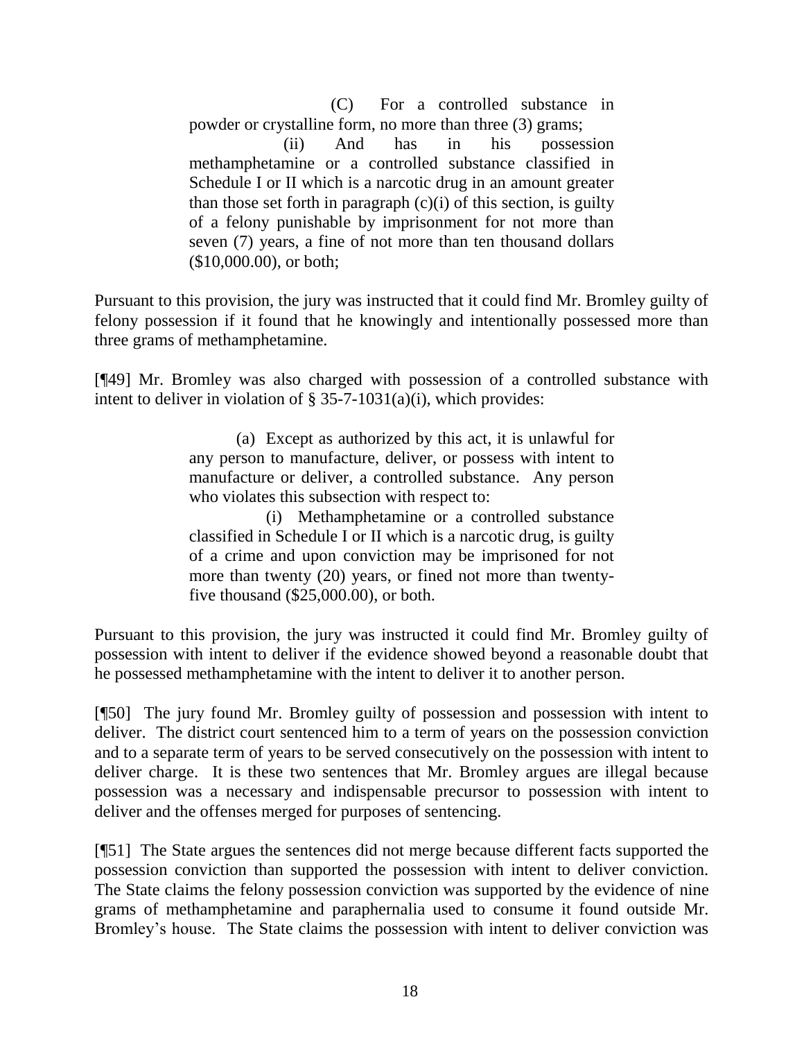> (C) For a controlled substance in powder or crystalline form, no more than three (3) grams;
>
> (ii) And has in his possession methamphetamine or a controlled substance classified in Schedule I or II which is a narcotic drug in an amount greater than those set forth in paragraph (c)(i) of this section, is guilty of a felony punishable by imprisonment for not more than seven (7) years, a fine of not more than ten thousand dollars ($10,000.00), or both;

Pursuant to this provision, the jury was instructed that it could find Mr. Bromley guilty of felony possession if it found that he knowingly and intentionally possessed more than three grams of methamphetamine.

[¶49] Mr. Bromley was also charged with possession of a controlled substance with intent to deliver in violation of § 35-7-1031(a)(i), which provides:

> (a) Except as authorized by this act, it is unlawful for any person to manufacture, deliver, or possess with intent to manufacture or deliver, a controlled substance. Any person who violates this subsection with respect to:
>
> (i) Methamphetamine or a controlled substance classified in Schedule I or II which is a narcotic drug, is guilty of a crime and upon conviction may be imprisoned for not more than twenty (20) years, or fined not more than twenty-five thousand ($25,000.00), or both.

Pursuant to this provision, the jury was instructed it could find Mr. Bromley guilty of possession with intent to deliver if the evidence showed beyond a reasonable doubt that he possessed methamphetamine with the intent to deliver it to another person.

[¶50] The jury found Mr. Bromley guilty of possession and possession with intent to deliver. The district court sentenced him to a term of years on the possession conviction and to a separate term of years to be served consecutively on the possession with intent to deliver charge. It is these two sentences that Mr. Bromley argues are illegal because possession was a necessary and indispensable precursor to possession with intent to deliver and the offenses merged for purposes of sentencing.

[¶51] The State argues the sentences did not merge because different facts supported the possession conviction than supported the possession with intent to deliver conviction. The State claims the felony possession conviction was supported by the evidence of nine grams of methamphetamine and paraphernalia used to consume it found outside Mr. Bromley's house. The State claims the possession with intent to deliver conviction was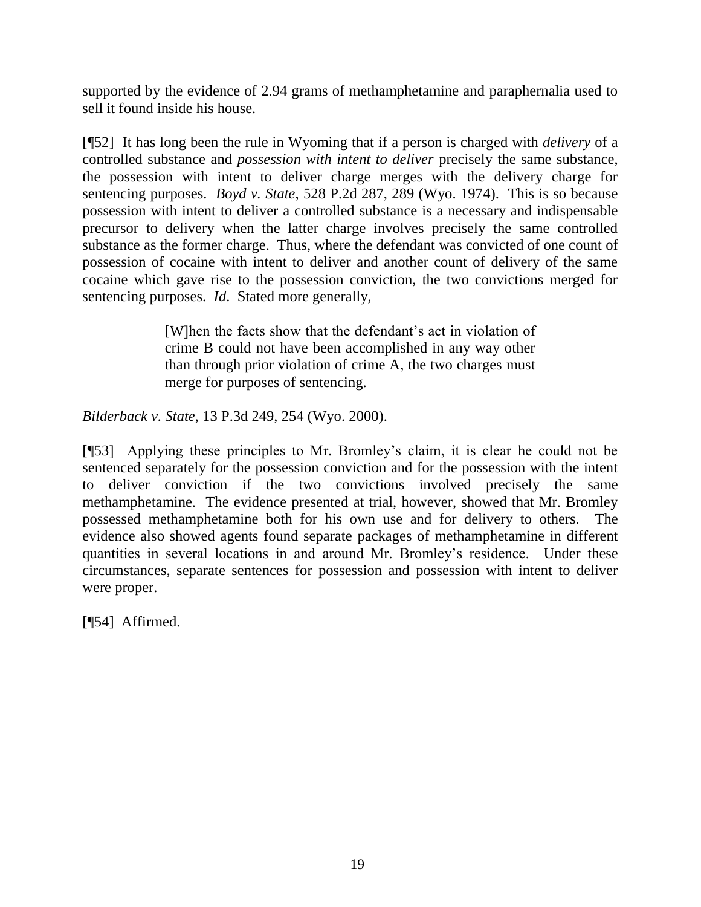supported by the evidence of 2.94 grams of methamphetamine and paraphernalia used to sell it found inside his house.

[¶52] It has long been the rule in Wyoming that if a person is charged with *delivery* of a controlled substance and *possession with intent to deliver* precisely the same substance, the possession with intent to deliver charge merges with the delivery charge for sentencing purposes. *Boyd v. State*, 528 P.2d 287, 289 (Wyo. 1974). This is so because possession with intent to deliver a controlled substance is a necessary and indispensable precursor to delivery when the latter charge involves precisely the same controlled substance as the former charge. Thus, where the defendant was convicted of one count of possession of cocaine with intent to deliver and another count of delivery of the same cocaine which gave rise to the possession conviction, the two convictions merged for sentencing purposes. *Id*. Stated more generally,

> [W]hen the facts show that the defendant's act in violation of crime B could not have been accomplished in any way other than through prior violation of crime A, the two charges must merge for purposes of sentencing.

*Bilderback v. State*, 13 P.3d 249, 254 (Wyo. 2000).

[¶53] Applying these principles to Mr. Bromley's claim, it is clear he could not be sentenced separately for the possession conviction and for the possession with the intent to deliver conviction if the two convictions involved precisely the same methamphetamine. The evidence presented at trial, however, showed that Mr. Bromley possessed methamphetamine both for his own use and for delivery to others. The evidence also showed agents found separate packages of methamphetamine in different quantities in several locations in and around Mr. Bromley's residence. Under these circumstances, separate sentences for possession and possession with intent to deliver were proper.

[¶54] Affirmed.